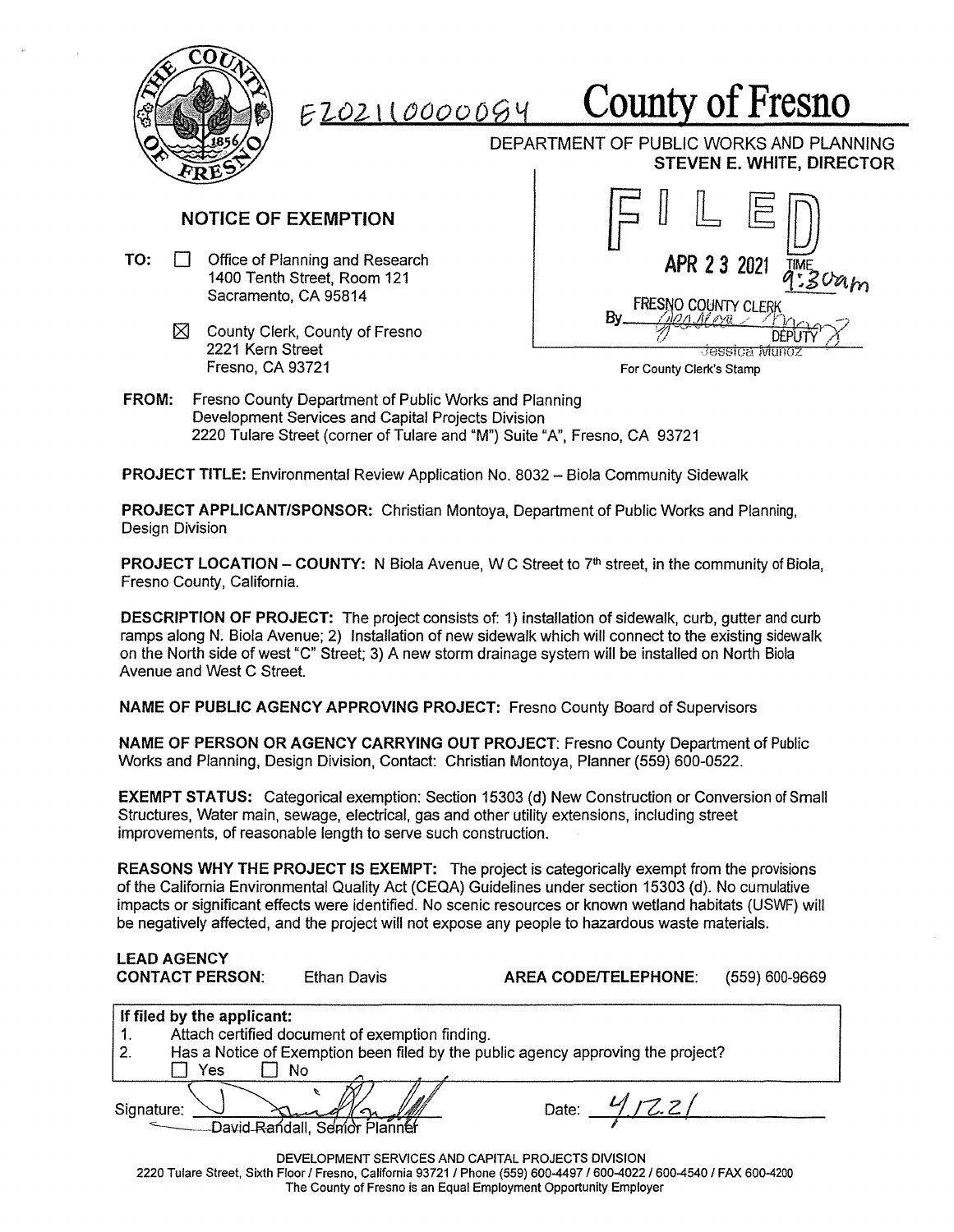E202110000094

# County of Fresno

DEPARTMENT OF PUBLIC WORKS AND PLANNING
**STEVEN E. WHITE, DIRECTOR**

## NOTICE OF EXEMPTION

**TO:** ☐ Office of Planning and Research
1400 Tenth Street, Room 121
Sacramento, CA 95814

☒ County Clerk, County of Fresno
2221 Kern Street
Fresno, CA 93721

FILED
APR 23 2021 TIME 9:30am
FRESNO COUNTY CLERK
By Jessica Munoz DEPUTY

For County Clerk's Stamp

**FROM:** Fresno County Department of Public Works and Planning
Development Services and Capital Projects Division
2220 Tulare Street (corner of Tulare and "M") Suite "A", Fresno, CA 93721

**PROJECT TITLE:** Environmental Review Application No. 8032 – Biola Community Sidewalk

**PROJECT APPLICANT/SPONSOR:** Christian Montoya, Department of Public Works and Planning, Design Division

**PROJECT LOCATION – COUNTY:** N Biola Avenue, W C Street to 7th street, in the community of Biola, Fresno County, California.

**DESCRIPTION OF PROJECT:** The project consists of: 1) installation of sidewalk, curb, gutter and curb ramps along N. Biola Avenue; 2) Installation of new sidewalk which will connect to the existing sidewalk on the North side of west "C" Street; 3) A new storm drainage system will be installed on North Biola Avenue and West C Street.

**NAME OF PUBLIC AGENCY APPROVING PROJECT:** Fresno County Board of Supervisors

**NAME OF PERSON OR AGENCY CARRYING OUT PROJECT:** Fresno County Department of Public Works and Planning, Design Division, Contact: Christian Montoya, Planner (559) 600-0522.

**EXEMPT STATUS:** Categorical exemption: Section 15303 (d) New Construction or Conversion of Small Structures, Water main, sewage, electrical, gas and other utility extensions, including street improvements, of reasonable length to serve such construction.

**REASONS WHY THE PROJECT IS EXEMPT:** The project is categorically exempt from the provisions of the California Environmental Quality Act (CEQA) Guidelines under section 15303 (d). No cumulative impacts or significant effects were identified. No scenic resources or known wetland habitats (USWF) will be negatively affected, and the project will not expose any people to hazardous waste materials.

**LEAD AGENCY CONTACT PERSON:** Ethan Davis

**AREA CODE/TELEPHONE:** (559) 600-9669

**If filed by the applicant:**
1. Attach certified document of exemption finding.
2. Has a Notice of Exemption been filed by the public agency approving the project?
☐ Yes ☐ No

Signature: ______________________
David Randall, Senior Planner

Date: 4/22/21

DEVELOPMENT SERVICES AND CAPITAL PROJECTS DIVISION
2220 Tulare Street, Sixth Floor / Fresno, California 93721 / Phone (559) 600-4497 / 600-4022 / 600-4540 / FAX 600-4200
The County of Fresno is an Equal Employment Opportunity Employer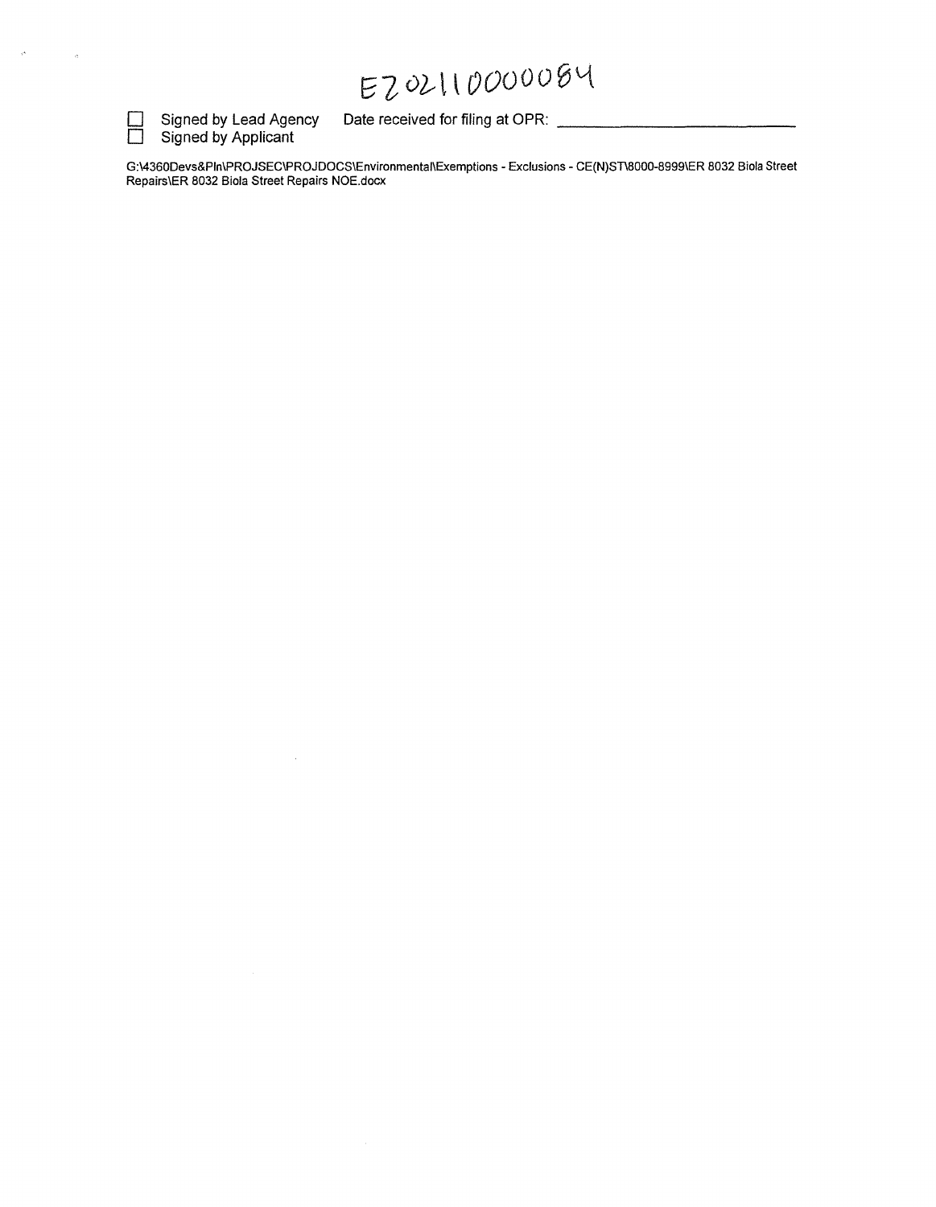E202110000084

- [ ] Signed by Lead Agency Date received for filing at OPR: _______________
- [ ] Signed by Applicant

G:\4360Devs&Pln\PROJSEC\PROJDOCS\Environmental\Exemptions - Exclusions - CE(N)ST\8000-8999\ER 8032 Biola Street Repairs\ER 8032 Biola Street Repairs NOE.docx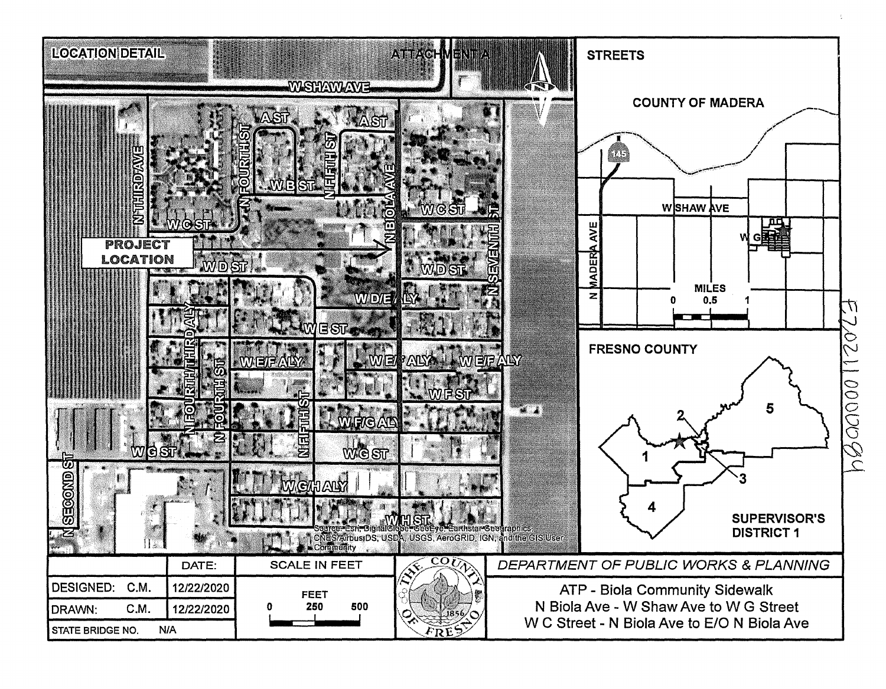LOCATION DETAIL

ATTACHMENT A

W SHAW AVE

A ST

A ST

N THIRD AVE

N FOURTH ST

W B ST

N FIFTH ST

N BIOLA AVE

W C ST

W C ST

N SEVENTH ST

PROJECT LOCATION

W D ST

W D ST

W D/E ALY

N FOURTH/THIRD ALY

W E ST

N FOURTH ST

W E/F ALY

W E/F ALY

W E/F ALY

W F ST

N FIFTH ST

W F/G ALY

W G ST

W G ST

N SECOND ST

W G/H ALY

W H ST

Source: Esri, DigitalGlobe, GeoEye, Earthstar Geographics, CNES/Airbus DS, USDA, USGS, AeroGRID, IGN, and the GIS User Community

STREETS

COUNTY OF MADERA

145

W SHAW AVE

W G ST

N MADERA AVE

MILES

0 0.5 1

FRESNO COUNTY

1 2 3 4 5

SUPERVISOR'S DISTRICT 1

E7021100000084

| | DATE: | SCALE IN FEET | | DEPARTMENT OF PUBLIC WORKS & PLANNING |
|---|---|---|---|---|
| DESIGNED: C.M. | 12/22/2020 | FEET 0 250 500 | THE COUNTY OF FRESNO 1856 | ATP - Biola Community Sidewalk<br>N Biola Ave - W Shaw Ave to W G Street<br>W C Street - N Biola Ave to E/O N Biola Ave |
| DRAWN: C.M. | 12/22/2020 | | | |
| STATE BRIDGE NO. N/A | | | | |